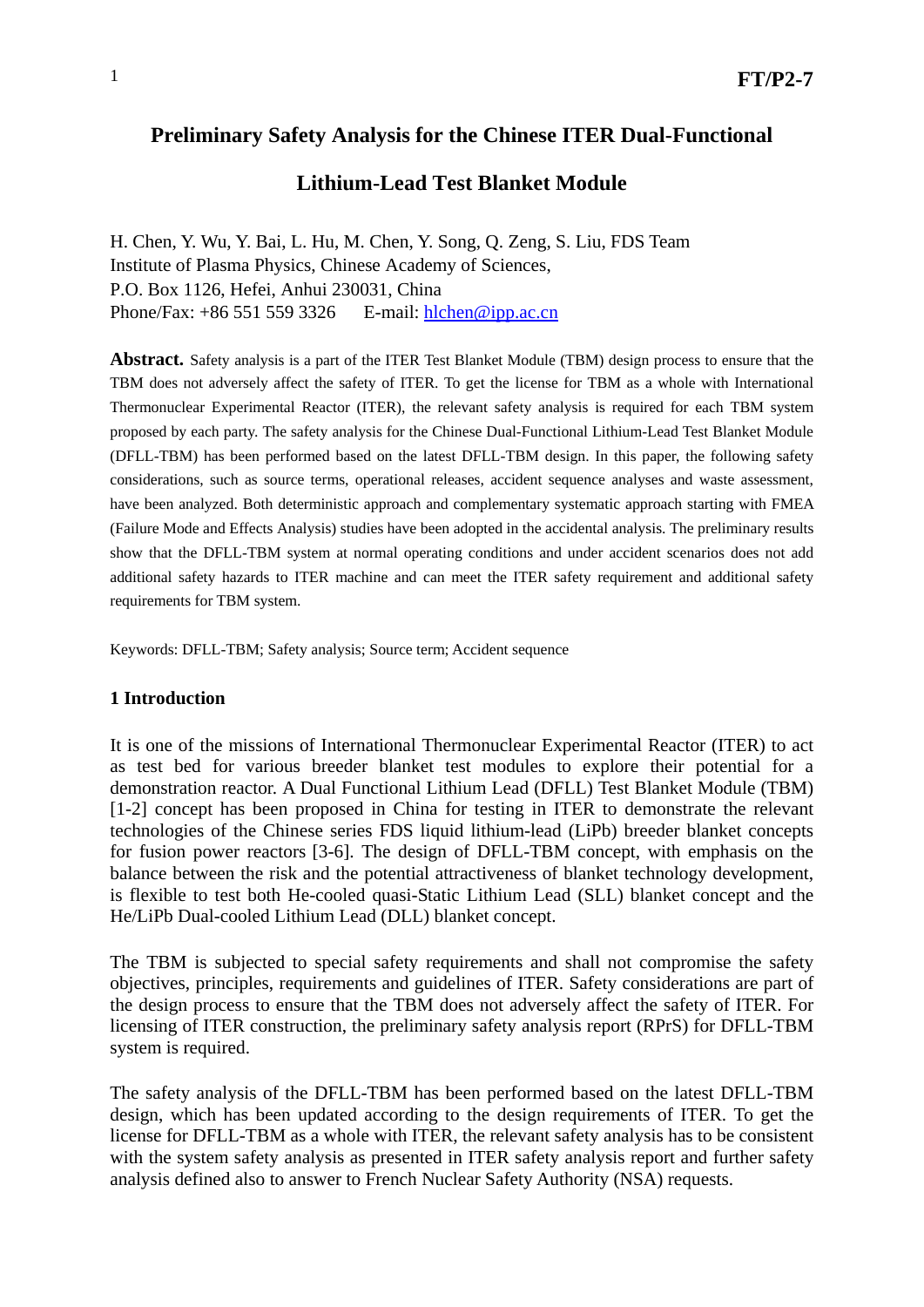# Preliminary Safety Analysis for the Chinese ITER Dual-Functional Lithium-Lead Test Blanket Module

H. Chen, Y. Wu, Y. Bai, L. Hu, M. Chen, Y. Song, Q. Zeng, S. Liu, FDS Team
Institute of Plasma Physics, Chinese Academy of Sciences,
P.O. Box 1126, Hefei, Anhui 230031, China
Phone/Fax: +86 551 559 3326 E-mail: hlchen@ipp.ac.cn

**Abstract.** Safety analysis is a part of the ITER Test Blanket Module (TBM) design process to ensure that the TBM does not adversely affect the safety of ITER. To get the license for TBM as a whole with International Thermonuclear Experimental Reactor (ITER), the relevant safety analysis is required for each TBM system proposed by each party. The safety analysis for the Chinese Dual-Functional Lithium-Lead Test Blanket Module (DFLL-TBM) has been performed based on the latest DFLL-TBM design. In this paper, the following safety considerations, such as source terms, operational releases, accident sequence analyses and waste assessment, have been analyzed. Both deterministic approach and complementary systematic approach starting with FMEA (Failure Mode and Effects Analysis) studies have been adopted in the accidental analysis. The preliminary results show that the DFLL-TBM system at normal operating conditions and under accident scenarios does not add additional safety hazards to ITER machine and can meet the ITER safety requirement and additional safety requirements for TBM system.

Keywords: DFLL-TBM; Safety analysis; Source term; Accident sequence

## 1 Introduction

It is one of the missions of International Thermonuclear Experimental Reactor (ITER) to act as test bed for various breeder blanket test modules to explore their potential for a demonstration reactor. A Dual Functional Lithium Lead (DFLL) Test Blanket Module (TBM) [1-2] concept has been proposed in China for testing in ITER to demonstrate the relevant technologies of the Chinese series FDS liquid lithium-lead (LiPb) breeder blanket concepts for fusion power reactors [3-6]. The design of DFLL-TBM concept, with emphasis on the balance between the risk and the potential attractiveness of blanket technology development, is flexible to test both He-cooled quasi-Static Lithium Lead (SLL) blanket concept and the He/LiPb Dual-cooled Lithium Lead (DLL) blanket concept.

The TBM is subjected to special safety requirements and shall not compromise the safety objectives, principles, requirements and guidelines of ITER. Safety considerations are part of the design process to ensure that the TBM does not adversely affect the safety of ITER. For licensing of ITER construction, the preliminary safety analysis report (RPrS) for DFLL-TBM system is required.

The safety analysis of the DFLL-TBM has been performed based on the latest DFLL-TBM design, which has been updated according to the design requirements of ITER. To get the license for DFLL-TBM as a whole with ITER, the relevant safety analysis has to be consistent with the system safety analysis as presented in ITER safety analysis report and further safety analysis defined also to answer to French Nuclear Safety Authority (NSA) requests.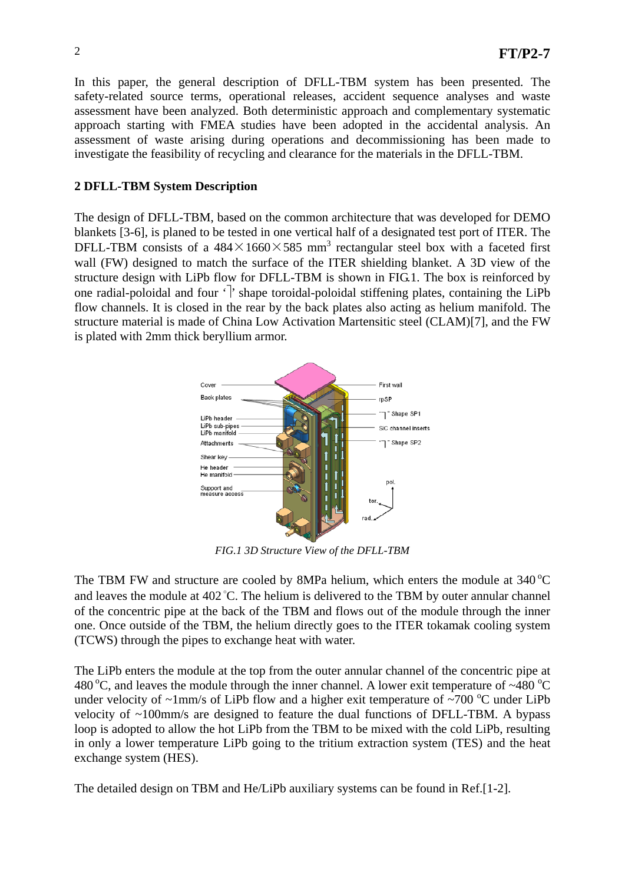In this paper, the general description of DFLL-TBM system has been presented. The safety-related source terms, operational releases, accident sequence analyses and waste assessment have been analyzed. Both deterministic approach and complementary systematic approach starting with FMEA studies have been adopted in the accidental analysis. An assessment of waste arising during operations and decommissioning has been made to investigate the feasibility of recycling and clearance for the materials in the DFLL-TBM.

## 2 DFLL-TBM System Description

The design of DFLL-TBM, based on the common architecture that was developed for DEMO blankets [3-6], is planed to be tested in one vertical half of a designated test port of ITER. The DFLL-TBM consists of a $484\times1660\times585$ mm$^3$ rectangular steel box with a faceted first wall (FW) designed to match the surface of the ITER shielding blanket. A 3D view of the structure design with LiPb flow for DFLL-TBM is shown in FIG.1. The box is reinforced by one radial-poloidal and four '˥' shape toroidal-poloidal stiffening plates, containing the LiPb flow channels. It is closed in the rear by the back plates also acting as helium manifold. The structure material is made of China Low Activation Martensitic steel (CLAM)[7], and the FW is plated with 2mm thick beryllium armor.

*FIG.1 3D Structure View of the DFLL-TBM*

The TBM FW and structure are cooled by 8MPa helium, which enters the module at 340 °C and leaves the module at 402 °C. The helium is delivered to the TBM by outer annular channel of the concentric pipe at the back of the TBM and flows out of the module through the inner one. Once outside of the TBM, the helium directly goes to the ITER tokamak cooling system (TCWS) through the pipes to exchange heat with water.

The LiPb enters the module at the top from the outer annular channel of the concentric pipe at 480 °C, and leaves the module through the inner channel. A lower exit temperature of ~480 °C under velocity of ~1mm/s of LiPb flow and a higher exit temperature of ~700 °C under LiPb velocity of ~100mm/s are designed to feature the dual functions of DFLL-TBM. A bypass loop is adopted to allow the hot LiPb from the TBM to be mixed with the cold LiPb, resulting in only a lower temperature LiPb going to the tritium extraction system (TES) and the heat exchange system (HES).

The detailed design on TBM and He/LiPb auxiliary systems can be found in Ref.[1-2].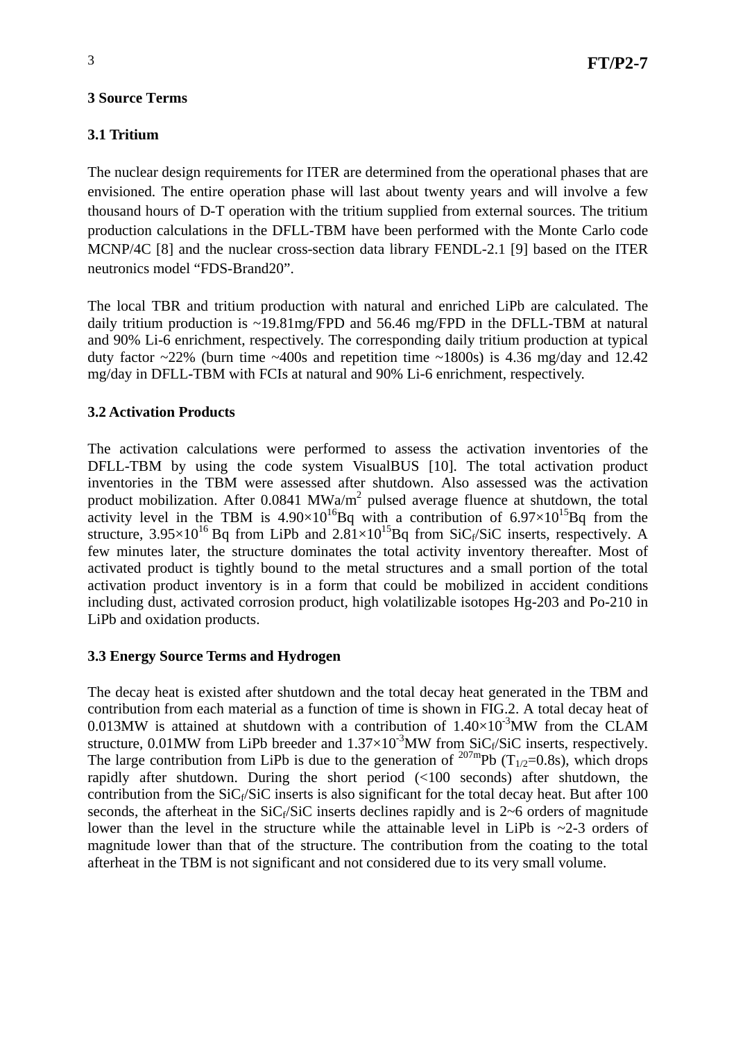## 3 Source Terms

### 3.1 Tritium

The nuclear design requirements for ITER are determined from the operational phases that are envisioned. The entire operation phase will last about twenty years and will involve a few thousand hours of D-T operation with the tritium supplied from external sources. The tritium production calculations in the DFLL-TBM have been performed with the Monte Carlo code MCNP/4C [8] and the nuclear cross-section data library FENDL-2.1 [9] based on the ITER neutronics model "FDS-Brand20".

The local TBR and tritium production with natural and enriched LiPb are calculated. The daily tritium production is ~19.81mg/FPD and 56.46 mg/FPD in the DFLL-TBM at natural and 90% Li-6 enrichment, respectively. The corresponding daily tritium production at typical duty factor ~22% (burn time ~400s and repetition time ~1800s) is 4.36 mg/day and 12.42 mg/day in DFLL-TBM with FCIs at natural and 90% Li-6 enrichment, respectively.

### 3.2 Activation Products

The activation calculations were performed to assess the activation inventories of the DFLL-TBM by using the code system VisualBUS [10]. The total activation product inventories in the TBM were assessed after shutdown. Also assessed was the activation product mobilization. After 0.0841 $MWa/m^2$ pulsed average fluence at shutdown, the total activity level in the TBM is $4.90\times10^{16}$Bq with a contribution of $6.97\times10^{15}$Bq from the structure, $3.95\times10^{16}$ Bq from LiPb and $2.81\times10^{15}$Bq from $SiC_f/SiC$ inserts, respectively. A few minutes later, the structure dominates the total activity inventory thereafter. Most of activated product is tightly bound to the metal structures and a small portion of the total activation product inventory is in a form that could be mobilized in accident conditions including dust, activated corrosion product, high volatilizable isotopes Hg-203 and Po-210 in LiPb and oxidation products.

### 3.3 Energy Source Terms and Hydrogen

The decay heat is existed after shutdown and the total decay heat generated in the TBM and contribution from each material as a function of time is shown in FIG.2. A total decay heat of 0.013MW is attained at shutdown with a contribution of $1.40\times10^{-3}$MW from the CLAM structure, 0.01MW from LiPb breeder and $1.37\times10^{-3}$MW from $SiC_f/SiC$ inserts, respectively. The large contribution from LiPb is due to the generation of $^{207m}Pb$ ($T_{1/2}$=0.8s), which drops rapidly after shutdown. During the short period (<100 seconds) after shutdown, the contribution from the $SiC_f/SiC$ inserts is also significant for the total decay heat. But after 100 seconds, the afterheat in the $SiC_f/SiC$ inserts declines rapidly and is 2~6 orders of magnitude lower than the level in the structure while the attainable level in LiPb is ~2-3 orders of magnitude lower than that of the structure. The contribution from the coating to the total afterheat in the TBM is not significant and not considered due to its very small volume.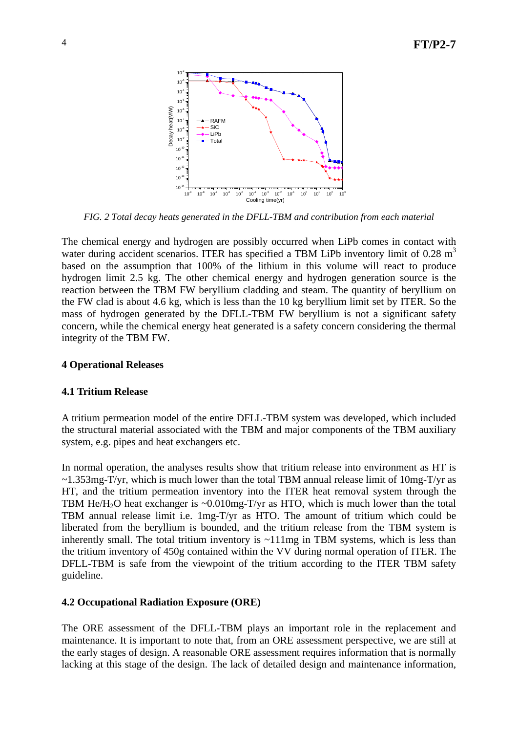FIG. 2 *Total decay heats generated in the DFLL-TBM and contribution from each material*

The chemical energy and hydrogen are possibly occurred when LiPb comes in contact with water during accident scenarios. ITER has specified a TBM LiPb inventory limit of 0.28 $m^3$ based on the assumption that 100% of the lithium in this volume will react to produce hydrogen limit 2.5 kg. The other chemical energy and hydrogen generation source is the reaction between the TBM FW beryllium cladding and steam. The quantity of beryllium on the FW clad is about 4.6 kg, which is less than the 10 kg beryllium limit set by ITER. So the mass of hydrogen generated by the DFLL-TBM FW beryllium is not a significant safety concern, while the chemical energy heat generated is a safety concern considering the thermal integrity of the TBM FW.

## 4 Operational Releases

### 4.1 Tritium Release

A tritium permeation model of the entire DFLL-TBM system was developed, which included the structural material associated with the TBM and major components of the TBM auxiliary system, e.g. pipes and heat exchangers etc.

In normal operation, the analyses results show that tritium release into environment as HT is ~1.353mg-T/yr, which is much lower than the total TBM annual release limit of 10mg-T/yr as HT, and the tritium permeation inventory into the ITER heat removal system through the TBM He/$H_2O$ heat exchanger is ~0.010mg-T/yr as HTO, which is much lower than the total TBM annual release limit i.e. 1mg-T/yr as HTO. The amount of tritium which could be liberated from the beryllium is bounded, and the tritium release from the TBM system is inherently small. The total tritium inventory is ~111mg in TBM systems, which is less than the tritium inventory of 450g contained within the VV during normal operation of ITER. The DFLL-TBM is safe from the viewpoint of the tritium according to the ITER TBM safety guideline.

### 4.2 Occupational Radiation Exposure (ORE)

The ORE assessment of the DFLL-TBM plays an important role in the replacement and maintenance. It is important to note that, from an ORE assessment perspective, we are still at the early stages of design. A reasonable ORE assessment requires information that is normally lacking at this stage of the design. The lack of detailed design and maintenance information,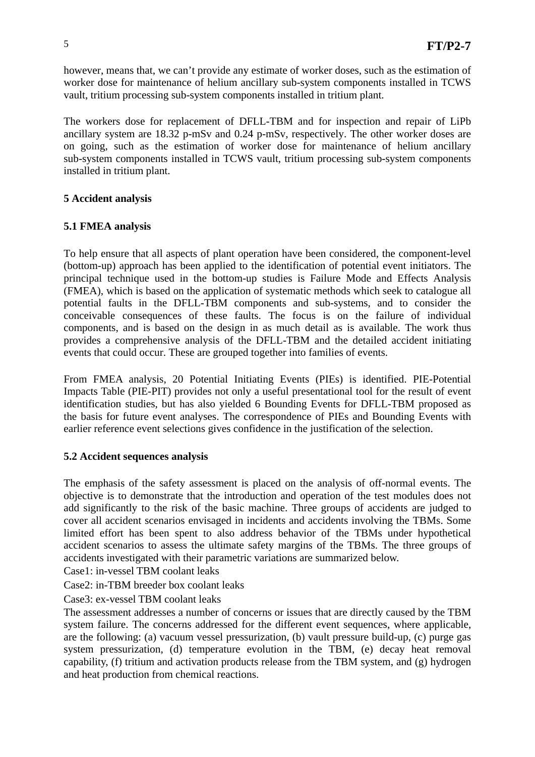however, means that, we can't provide any estimate of worker doses, such as the estimation of worker dose for maintenance of helium ancillary sub-system components installed in TCWS vault, tritium processing sub-system components installed in tritium plant.

The workers dose for replacement of DFLL-TBM and for inspection and repair of LiPb ancillary system are 18.32 p-mSv and 0.24 p-mSv, respectively. The other worker doses are on going, such as the estimation of worker dose for maintenance of helium ancillary sub-system components installed in TCWS vault, tritium processing sub-system components installed in tritium plant.

## 5 Accident analysis

### 5.1 FMEA analysis

To help ensure that all aspects of plant operation have been considered, the component-level (bottom-up) approach has been applied to the identification of potential event initiators. The principal technique used in the bottom-up studies is Failure Mode and Effects Analysis (FMEA), which is based on the application of systematic methods which seek to catalogue all potential faults in the DFLL-TBM components and sub-systems, and to consider the conceivable consequences of these faults. The focus is on the failure of individual components, and is based on the design in as much detail as is available. The work thus provides a comprehensive analysis of the DFLL-TBM and the detailed accident initiating events that could occur. These are grouped together into families of events.

From FMEA analysis, 20 Potential Initiating Events (PIEs) is identified. PIE-Potential Impacts Table (PIE-PIT) provides not only a useful presentational tool for the result of event identification studies, but has also yielded 6 Bounding Events for DFLL-TBM proposed as the basis for future event analyses. The correspondence of PIEs and Bounding Events with earlier reference event selections gives confidence in the justification of the selection.

### 5.2 Accident sequences analysis

The emphasis of the safety assessment is placed on the analysis of off-normal events. The objective is to demonstrate that the introduction and operation of the test modules does not add significantly to the risk of the basic machine. Three groups of accidents are judged to cover all accident scenarios envisaged in incidents and accidents involving the TBMs. Some limited effort has been spent to also address behavior of the TBMs under hypothetical accident scenarios to assess the ultimate safety margins of the TBMs. The three groups of accidents investigated with their parametric variations are summarized below.

Case1: in-vessel TBM coolant leaks

Case2: in-TBM breeder box coolant leaks

Case3: ex-vessel TBM coolant leaks

The assessment addresses a number of concerns or issues that are directly caused by the TBM system failure. The concerns addressed for the different event sequences, where applicable, are the following: (a) vacuum vessel pressurization, (b) vault pressure build-up, (c) purge gas system pressurization, (d) temperature evolution in the TBM, (e) decay heat removal capability, (f) tritium and activation products release from the TBM system, and (g) hydrogen and heat production from chemical reactions.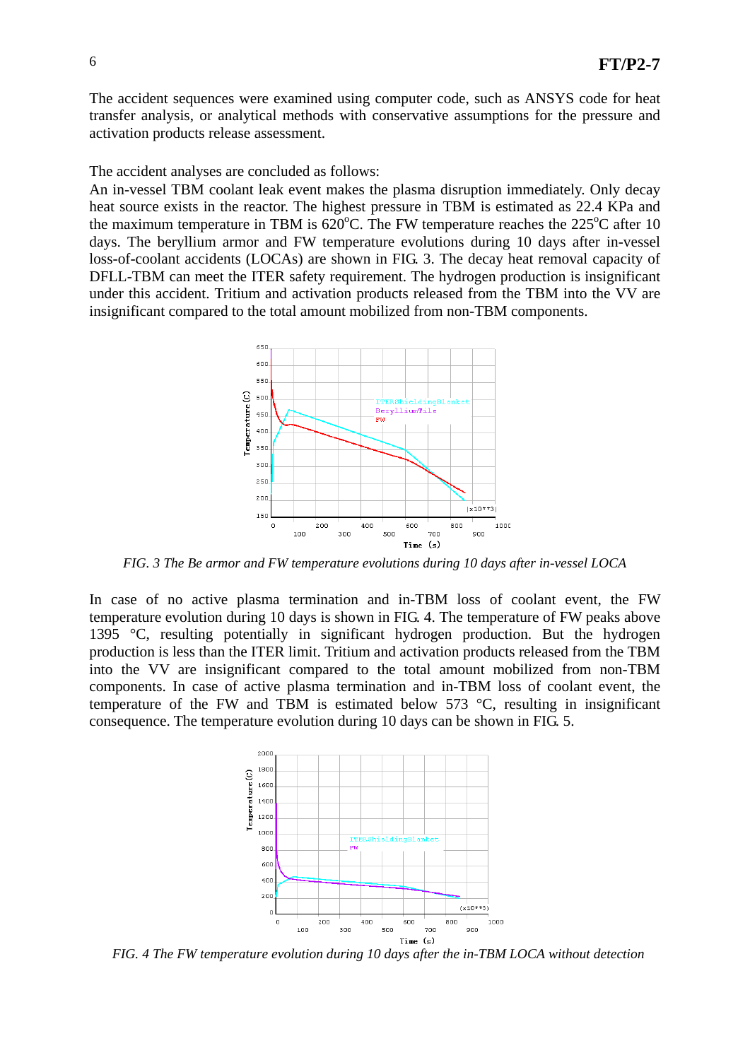The accident sequences were examined using computer code, such as ANSYS code for heat transfer analysis, or analytical methods with conservative assumptions for the pressure and activation products release assessment.

The accident analyses are concluded as follows:

An in-vessel TBM coolant leak event makes the plasma disruption immediately. Only decay heat source exists in the reactor. The highest pressure in TBM is estimated as 22.4 KPa and the maximum temperature in TBM is 620°C. The FW temperature reaches the 225°C after 10 days. The beryllium armor and FW temperature evolutions during 10 days after in-vessel loss-of-coolant accidents (LOCAs) are shown in FIG. 3. The decay heat removal capacity of DFLL-TBM can meet the ITER safety requirement. The hydrogen production is insignificant under this accident. Tritium and activation products released from the TBM into the VV are insignificant compared to the total amount mobilized from non-TBM components.

*FIG. 3 The Be armor and FW temperature evolutions during 10 days after in-vessel LOCA*

In case of no active plasma termination and in-TBM loss of coolant event, the FW temperature evolution during 10 days is shown in FIG. 4. The temperature of FW peaks above 1395 °C, resulting potentially in significant hydrogen production. But the hydrogen production is less than the ITER limit. Tritium and activation products released from the TBM into the VV are insignificant compared to the total amount mobilized from non-TBM components. In case of active plasma termination and in-TBM loss of coolant event, the temperature of the FW and TBM is estimated below 573 °C, resulting in insignificant consequence. The temperature evolution during 10 days can be shown in FIG. 5.

*FIG. 4 The FW temperature evolution during 10 days after the in-TBM LOCA without detection*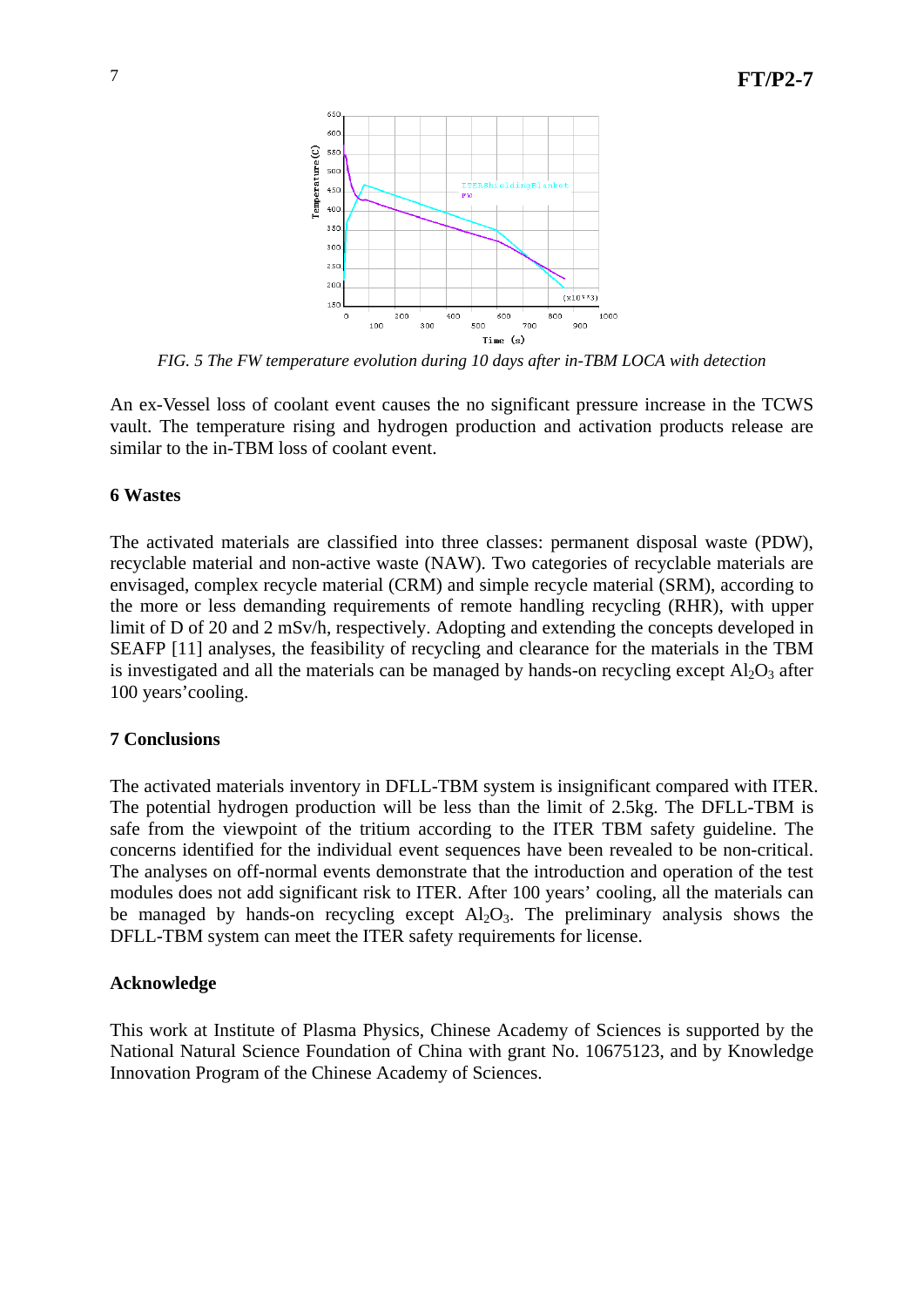*FIG. 5 The FW temperature evolution during 10 days after in-TBM LOCA with detection*

An ex-Vessel loss of coolant event causes the no significant pressure increase in the TCWS vault. The temperature rising and hydrogen production and activation products release are similar to the in-TBM loss of coolant event.

### 6 Wastes

The activated materials are classified into three classes: permanent disposal waste (PDW), recyclable material and non-active waste (NAW). Two categories of recyclable materials are envisaged, complex recycle material (CRM) and simple recycle material (SRM), according to the more or less demanding requirements of remote handling recycling (RHR), with upper limit of D of 20 and 2 mSv/h, respectively. Adopting and extending the concepts developed in SEAFP [11] analyses, the feasibility of recycling and clearance for the materials in the TBM is investigated and all the materials can be managed by hands-on recycling except $Al_2O_3$ after 100 years'cooling.

### 7 Conclusions

The activated materials inventory in DFLL-TBM system is insignificant compared with ITER. The potential hydrogen production will be less than the limit of 2.5kg. The DFLL-TBM is safe from the viewpoint of the tritium according to the ITER TBM safety guideline. The concerns identified for the individual event sequences have been revealed to be non-critical. The analyses on off-normal events demonstrate that the introduction and operation of the test modules does not add significant risk to ITER. After 100 years' cooling, all the materials can be managed by hands-on recycling except $Al_2O_3$. The preliminary analysis shows the DFLL-TBM system can meet the ITER safety requirements for license.

### Acknowledge

This work at Institute of Plasma Physics, Chinese Academy of Sciences is supported by the National Natural Science Foundation of China with grant No. 10675123, and by Knowledge Innovation Program of the Chinese Academy of Sciences.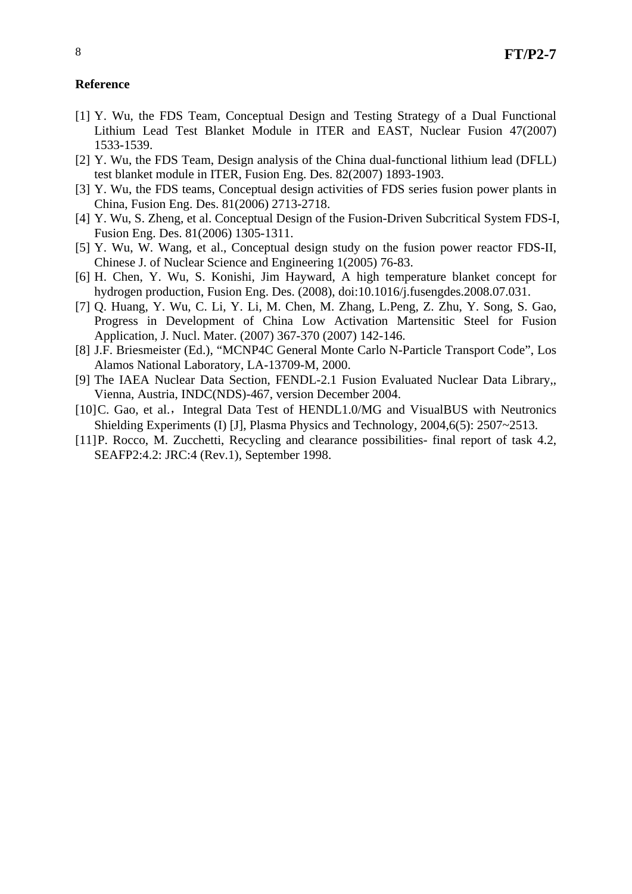## Reference

[1] Y. Wu, the FDS Team, Conceptual Design and Testing Strategy of a Dual Functional Lithium Lead Test Blanket Module in ITER and EAST, Nuclear Fusion 47(2007) 1533-1539.

[2] Y. Wu, the FDS Team, Design analysis of the China dual-functional lithium lead (DFLL) test blanket module in ITER, Fusion Eng. Des. 82(2007) 1893-1903.

[3] Y. Wu, the FDS teams, Conceptual design activities of FDS series fusion power plants in China, Fusion Eng. Des. 81(2006) 2713-2718.

[4] Y. Wu, S. Zheng, et al. Conceptual Design of the Fusion-Driven Subcritical System FDS-I, Fusion Eng. Des. 81(2006) 1305-1311.

[5] Y. Wu, W. Wang, et al., Conceptual design study on the fusion power reactor FDS-II, Chinese J. of Nuclear Science and Engineering 1(2005) 76-83.

[6] H. Chen, Y. Wu, S. Konishi, Jim Hayward, A high temperature blanket concept for hydrogen production, Fusion Eng. Des. (2008), doi:10.1016/j.fusengdes.2008.07.031.

[7] Q. Huang, Y. Wu, C. Li, Y. Li, M. Chen, M. Zhang, L.Peng, Z. Zhu, Y. Song, S. Gao, Progress in Development of China Low Activation Martensitic Steel for Fusion Application, J. Nucl. Mater. (2007) 367-370 (2007) 142-146.

[8] J.F. Briesmeister (Ed.), “MCNP4C General Monte Carlo N-Particle Transport Code”, Los Alamos National Laboratory, LA-13709-M, 2000.

[9] The IAEA Nuclear Data Section, FENDL-2.1 Fusion Evaluated Nuclear Data Library,, Vienna, Austria, INDC(NDS)-467, version December 2004.

[10] C. Gao, et al.，Integral Data Test of HENDL1.0/MG and VisualBUS with Neutronics Shielding Experiments (I) [J], Plasma Physics and Technology, 2004,6(5): 2507~2513.

[11] P. Rocco, M. Zucchetti, Recycling and clearance possibilities- final report of task 4.2, SEAFP2:4.2: JRC:4 (Rev.1), September 1998.